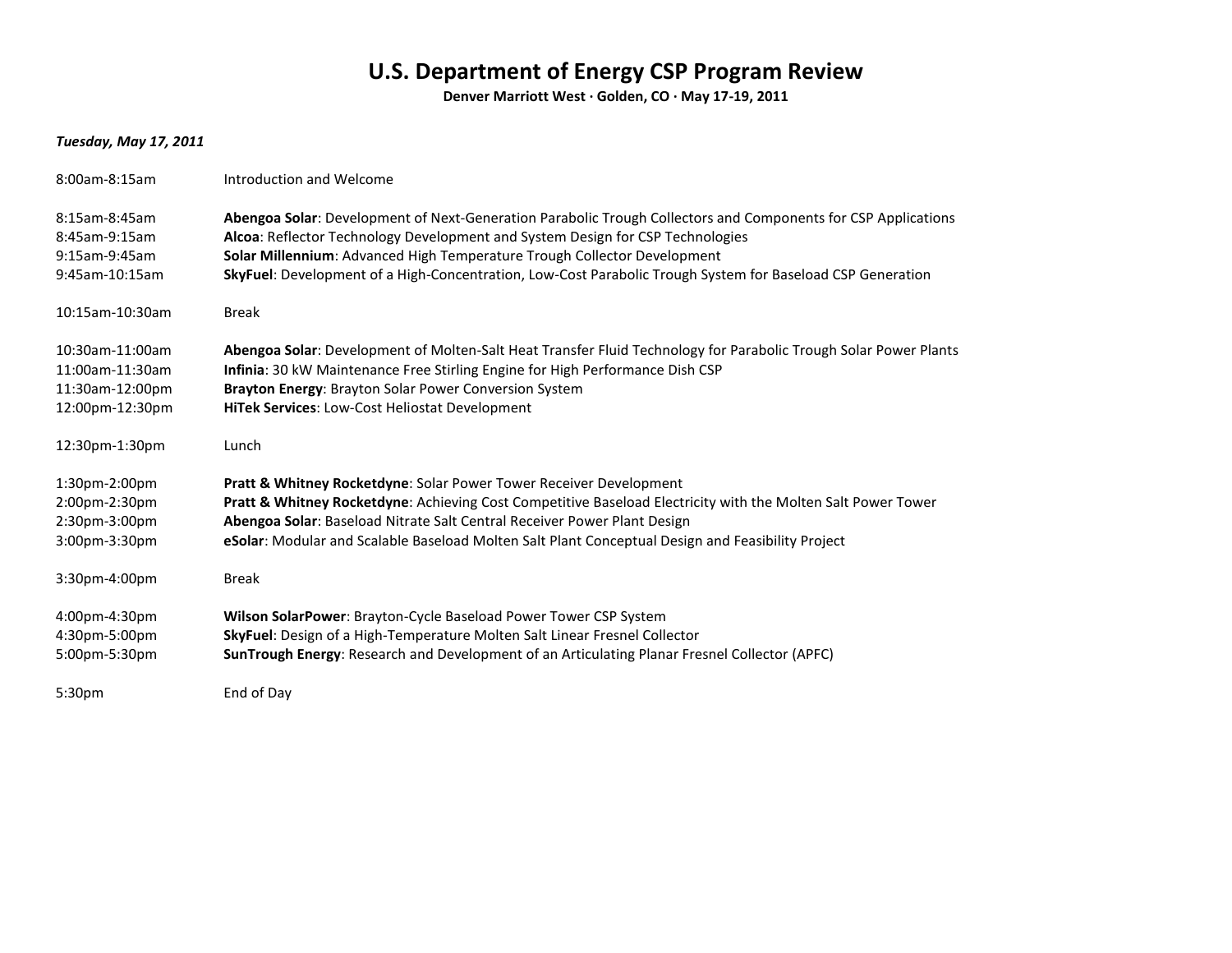# U.S. Department of Energy CSP Program Review

**Denver Marriott West · Golden, CO · May 17-19, 2011**

***Tuesday, May 17, 2011***

| | |
|---|---|
| 8:00am-8:15am | Introduction and Welcome |
| 8:15am-8:45am | **Abengoa Solar**: Development of Next-Generation Parabolic Trough Collectors and Components for CSP Applications |
| 8:45am-9:15am | **Alcoa**: Reflector Technology Development and System Design for CSP Technologies |
| 9:15am-9:45am | **Solar Millennium**: Advanced High Temperature Trough Collector Development |
| 9:45am-10:15am | **SkyFuel**: Development of a High-Concentration, Low-Cost Parabolic Trough System for Baseload CSP Generation |
| 10:15am-10:30am | Break |
| 10:30am-11:00am | **Abengoa Solar**: Development of Molten-Salt Heat Transfer Fluid Technology for Parabolic Trough Solar Power Plants |
| 11:00am-11:30am | **Infinia**: 30 kW Maintenance Free Stirling Engine for High Performance Dish CSP |
| 11:30am-12:00pm | **Brayton Energy**: Brayton Solar Power Conversion System |
| 12:00pm-12:30pm | **HiTek Services**: Low-Cost Heliostat Development |
| 12:30pm-1:30pm | Lunch |
| 1:30pm-2:00pm | **Pratt & Whitney Rocketdyne**: Solar Power Tower Receiver Development |
| 2:00pm-2:30pm | **Pratt & Whitney Rocketdyne**: Achieving Cost Competitive Baseload Electricity with the Molten Salt Power Tower |
| 2:30pm-3:00pm | **Abengoa Solar**: Baseload Nitrate Salt Central Receiver Power Plant Design |
| 3:00pm-3:30pm | **eSolar**: Modular and Scalable Baseload Molten Salt Plant Conceptual Design and Feasibility Project |
| 3:30pm-4:00pm | Break |
| 4:00pm-4:30pm | **Wilson SolarPower**: Brayton-Cycle Baseload Power Tower CSP System |
| 4:30pm-5:00pm | **SkyFuel**: Design of a High-Temperature Molten Salt Linear Fresnel Collector |
| 5:00pm-5:30pm | **SunTrough Energy**: Research and Development of an Articulating Planar Fresnel Collector (APFC) |
| 5:30pm | End of Day |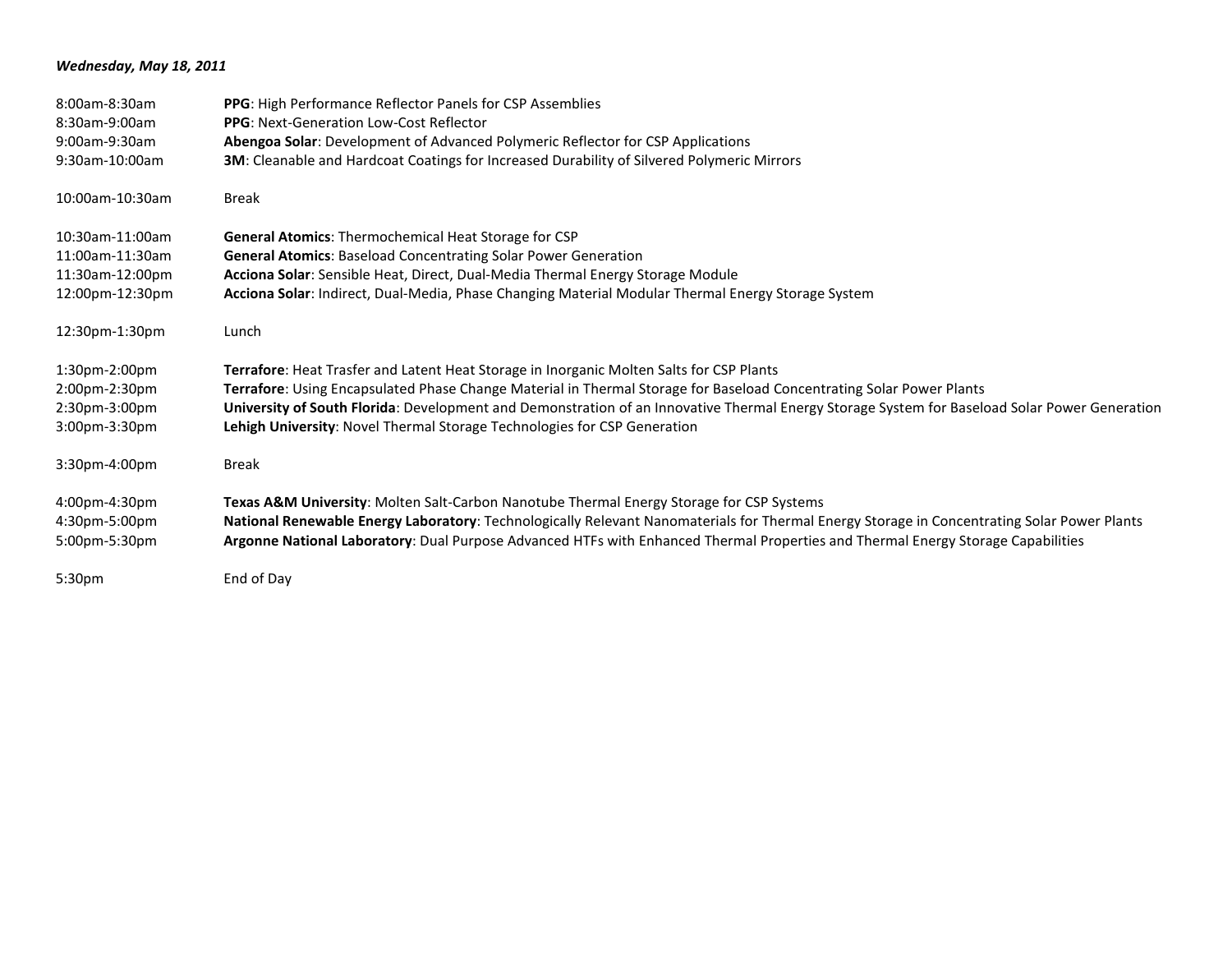***Wednesday, May 18, 2011***

| | |
|---|---|
| 8:00am-8:30am | **PPG**: High Performance Reflector Panels for CSP Assemblies |
| 8:30am-9:00am | **PPG**: Next-Generation Low-Cost Reflector |
| 9:00am-9:30am | **Abengoa Solar**: Development of Advanced Polymeric Reflector for CSP Applications |
| 9:30am-10:00am | **3M**: Cleanable and Hardcoat Coatings for Increased Durability of Silvered Polymeric Mirrors |
| 10:00am-10:30am | Break |
| 10:30am-11:00am | **General Atomics**: Thermochemical Heat Storage for CSP |
| 11:00am-11:30am | **General Atomics**: Baseload Concentrating Solar Power Generation |
| 11:30am-12:00pm | **Acciona Solar**: Sensible Heat, Direct, Dual-Media Thermal Energy Storage Module |
| 12:00pm-12:30pm | **Acciona Solar**: Indirect, Dual-Media, Phase Changing Material Modular Thermal Energy Storage System |
| 12:30pm-1:30pm | Lunch |
| 1:30pm-2:00pm | **Terrafore**: Heat Trasfer and Latent Heat Storage in Inorganic Molten Salts for CSP Plants |
| 2:00pm-2:30pm | **Terrafore**: Using Encapsulated Phase Change Material in Thermal Storage for Baseload Concentrating Solar Power Plants |
| 2:30pm-3:00pm | **University of South Florida**: Development and Demonstration of an Innovative Thermal Energy Storage System for Baseload Solar Power Generation |
| 3:00pm-3:30pm | **Lehigh University**: Novel Thermal Storage Technologies for CSP Generation |
| 3:30pm-4:00pm | Break |
| 4:00pm-4:30pm | **Texas A&M University**: Molten Salt-Carbon Nanotube Thermal Energy Storage for CSP Systems |
| 4:30pm-5:00pm | **National Renewable Energy Laboratory**: Technologically Relevant Nanomaterials for Thermal Energy Storage in Concentrating Solar Power Plants |
| 5:00pm-5:30pm | **Argonne National Laboratory**: Dual Purpose Advanced HTFs with Enhanced Thermal Properties and Thermal Energy Storage Capabilities |
| 5:30pm | End of Day |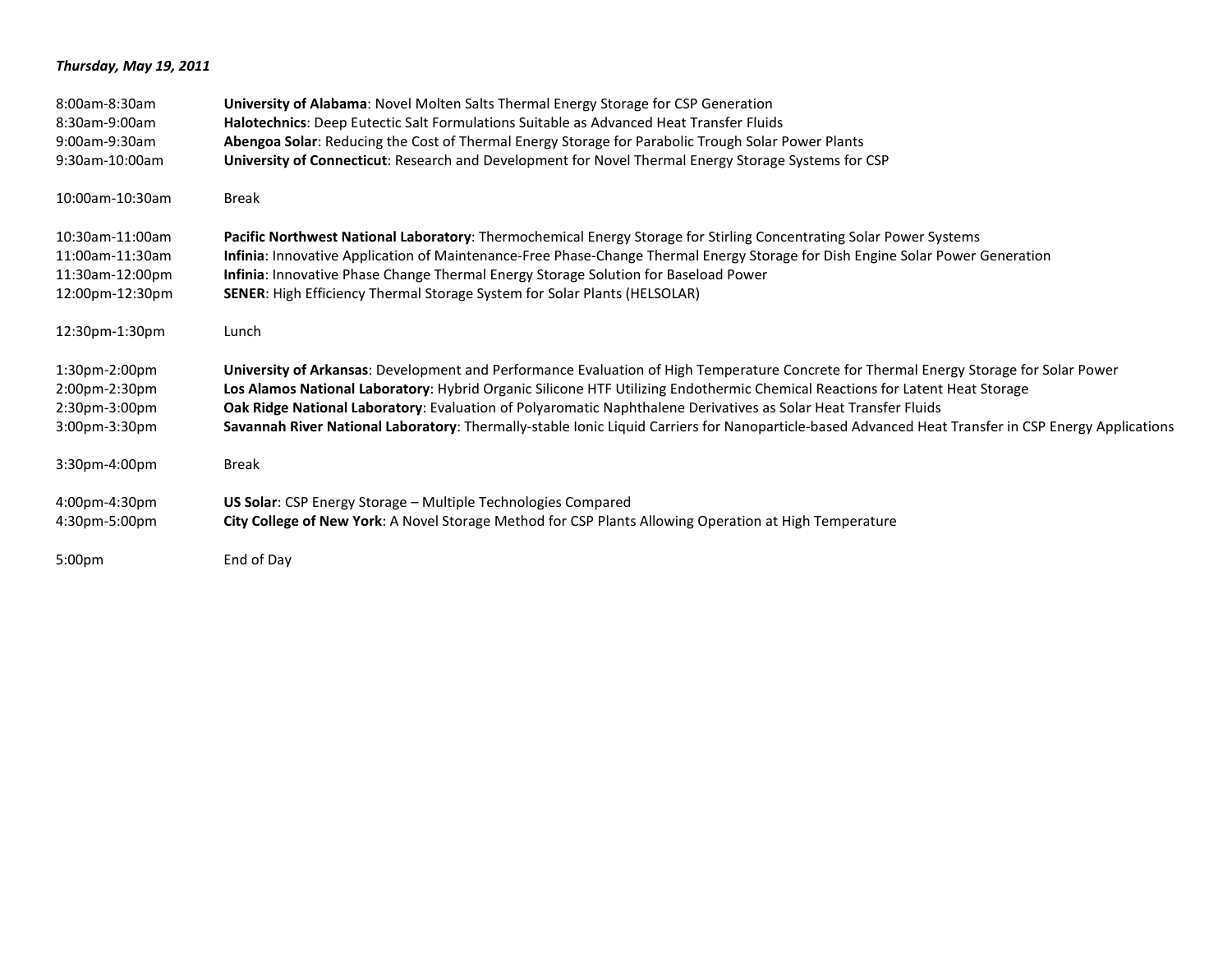***Thursday, May 19, 2011***

| | |
|---|---|
| 8:00am-8:30am | **University of Alabama**: Novel Molten Salts Thermal Energy Storage for CSP Generation |
| 8:30am-9:00am | **Halotechnics**: Deep Eutectic Salt Formulations Suitable as Advanced Heat Transfer Fluids |
| 9:00am-9:30am | **Abengoa Solar**: Reducing the Cost of Thermal Energy Storage for Parabolic Trough Solar Power Plants |
| 9:30am-10:00am | **University of Connecticut**: Research and Development for Novel Thermal Energy Storage Systems for CSP |
| 10:00am-10:30am | Break |
| 10:30am-11:00am | **Pacific Northwest National Laboratory**: Thermochemical Energy Storage for Stirling Concentrating Solar Power Systems |
| 11:00am-11:30am | **Infinia**: Innovative Application of Maintenance-Free Phase-Change Thermal Energy Storage for Dish Engine Solar Power Generation |
| 11:30am-12:00pm | **Infinia**: Innovative Phase Change Thermal Energy Storage Solution for Baseload Power |
| 12:00pm-12:30pm | **SENER**: High Efficiency Thermal Storage System for Solar Plants (HELSOLAR) |
| 12:30pm-1:30pm | Lunch |
| 1:30pm-2:00pm | **University of Arkansas**: Development and Performance Evaluation of High Temperature Concrete for Thermal Energy Storage for Solar Power |
| 2:00pm-2:30pm | **Los Alamos National Laboratory**: Hybrid Organic Silicone HTF Utilizing Endothermic Chemical Reactions for Latent Heat Storage |
| 2:30pm-3:00pm | **Oak Ridge National Laboratory**: Evaluation of Polyaromatic Naphthalene Derivatives as Solar Heat Transfer Fluids |
| 3:00pm-3:30pm | **Savannah River National Laboratory**: Thermally-stable Ionic Liquid Carriers for Nanoparticle-based Advanced Heat Transfer in CSP Energy Applications |
| 3:30pm-4:00pm | Break |
| 4:00pm-4:30pm | **US Solar**: CSP Energy Storage – Multiple Technologies Compared |
| 4:30pm-5:00pm | **City College of New York**: A Novel Storage Method for CSP Plants Allowing Operation at High Temperature |
| 5:00pm | End of Day |